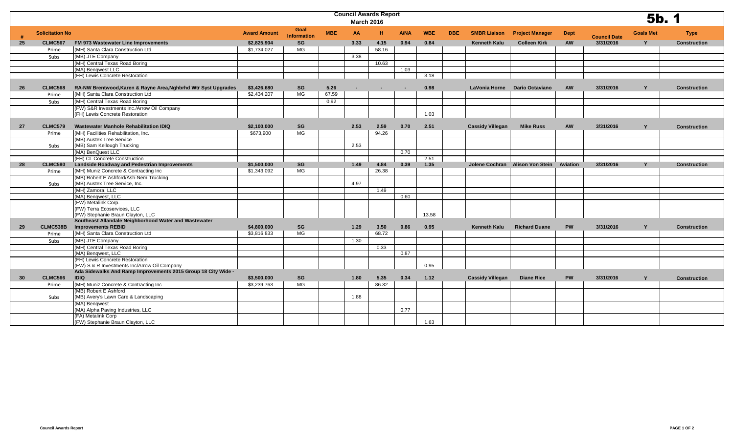# Council Awards Report

## March 2016

5b. 1

| # | Solicitation No | | Award Amount | Goal Information | MBE | AA | H | A/NA | WBE | DBE | SMBR Liaison | Project Manager | Dept | Council Date | Goals Met | Type |
|---|---|---|---|---|---|---|---|---|---|---|---|---|---|---|---|---|
| 25 | CLMC567 | FM 973 Wastewater Line Improvements | $2,825,904 | SG | | 3.33 | 4.15 | 0.94 | 0.84 | | Kenneth Kalu | Colleen Kirk | AW | 3/31/2016 | Y | Construction |
| | Prime | (MH) Santa Clara Construction Ltd | $1,734,027 | MG | | | 58.16 | | | | | | | | | |
| | Subs | (MB) JTE Company | | | | 3.38 | | | | | | | | | | |
| | | (MH) Central Texas Road Boring | | | | | 10.63 | | | | | | | | | |
| | | (MA) Benqwest LLC | | | | | | 1.03 | | | | | | | | |
| | | (FH) Lewis Concrete Restoration | | | | | | | 3.18 | | | | | | | |
| 26 | CLMC568 | RA-NW Brentwood,Karen & Rayne Area,Nghbrhd Wtr Syst Upgrades | $3,426,680 | SG | 5.26 | - | - | - | 0.98 | | LaVonia Horne | Dario Octaviano | AW | 3/31/2016 | Y | Construction |
| | Prime | (MH) Santa Clara Construction Ltd | $2,434,207 | MG | 67.59 | | | | | | | | | | | |
| | Subs | (MH) Central Texas Road Boring | | | 0.92 | | | | | | | | | | | |
| | | (FW) S&R Investments Inc./Arrow Oil Company<br>(FH) Lewis Concrete Restoration | | | | | | | 1.03 | | | | | | | |
| 27 | CLMC579 | Wastewater Manhole Rehabilitation IDIQ | $2,100,000 | SG | | 2.53 | 2.59 | 0.70 | 2.51 | | Cassidy Villegan | Mike Russ | AW | 3/31/2016 | Y | Construction |
| | Prime | (MH) Facilities Rehabilitation, Inc. | $673,900 | MG | | | 94.26 | | | | | | | | | |
| | Subs | (MB) Austex Tree Service<br>(MB) Sam Kellough Trucking | | | | 2.53 | | | | | | | | | | |
| | | (MA) BenQuest LLC | | | | | | 0.70 | | | | | | | | |
| | | (FH) CL Concrete Construction | | | | | | | 2.51 | | | | | | | |
| 28 | CLMC580 | Landside Roadway and Pedestrian Improvements | $1,500,000 | SG | | 1.49 | 4.84 | 0.39 | 1.35 | | Jolene Cochran | Alison Von Stein | Aviation | 3/31/2016 | Y | Construction |
| | Prime | (MH) Muniz Concrete & Contracting Inc | $1,343,092 | MG | | | 26.38 | | | | | | | | | |
| | Subs | (MB) Robert E Ashford/Ash-Nem Trucking<br>(MB) Austex Tree Service, Inc. | | | | 4.97 | | | | | | | | | | |
| | | (MH) Zamora, LLC | | | | | 1.49 | | | | | | | | | |
| | | (MA) Benqwest, LLC | | | | | | 0.60 | | | | | | | | |
| | | (FW) Metalink Corp.<br>(FW) Terra Ecoservices, LLC<br>(FW) Stephanie Braun Clayton, LLC | | | | | | | 13.58 | | | | | | | |
| 29 | CLMC538B | Southeast Allandale Neighborhood Water and Wastewater Improvements REBID | $4,800,000 | SG | | 1.29 | 3.50 | 0.86 | 0.95 | | Kenneth Kalu | Richard Duane | PW | 3/31/2016 | Y | Construction |
| | Prime | (MH) Santa Clara Construction Ltd | $3,816,833 | MG | | | 68.72 | | | | | | | | | |
| | Subs | (MB) JTE Company | | | | 1.30 | | | | | | | | | | |
| | | (MH) Central Texas Road Boring | | | | | 0.33 | | | | | | | | | |
| | | (MA) Benqwest, LLC | | | | | | 0.87 | | | | | | | | |
| | | (FH) Lewis Concrete Restoration<br>(FW) S & R Investments Inc/Arrow Oil Company | | | | | | | 0.95 | | | | | | | |
| 30 | CLMC566 | Ada Sidewalks And Ramp Improvements 2015 Group 18 City Wide - IDIQ | $3,500,000 | SG | | 1.80 | 5.35 | 0.34 | 1.12 | | Cassidy Villegan | Diane Rice | PW | 3/31/2016 | Y | Construction |
| | Prime | (MH) Muniz Concrete & Contracting Inc | $3,239,763 | MG | | | 86.32 | | | | | | | | | |
| | Subs | (MB) Robert E Ashford<br>(MB) Avery's Lawn Care & Landscaping | | | | 1.88 | | | | | | | | | | |
| | | (MA) Benqwest<br>(MA) Alpha Paving Industries, LLC | | | | | | 0.77 | | | | | | | | |
| | | (FA) Metalink Corp<br>(FW) Stephanie Braun Clayton, LLC | | | | | | | 1.63 | | | | | | | |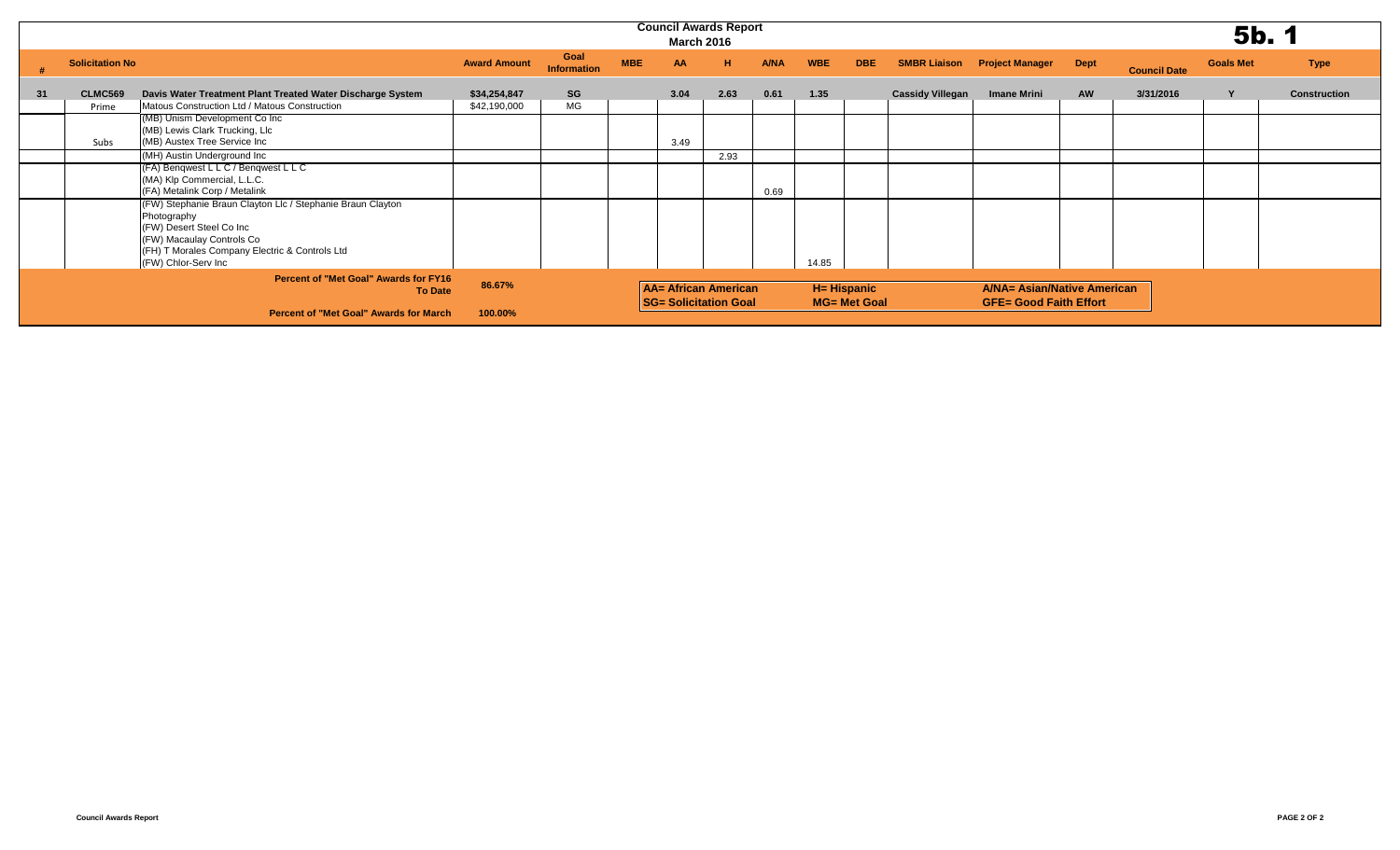# Council Awards Report

## March 2016

**5b. 1**

| # | Solicitation No | | Award Amount | Goal Information | MBE | AA | H | A/NA | WBE | DBE | SMBR Liaison | Project Manager | Dept | Council Date | Goals Met | Type |
|---|---|---|---|---|---|---|---|---|---|---|---|---|---|---|---|---|
| 31 | CLMC569 | Davis Water Treatment Plant Treated Water Discharge System | $34,254,847 | SG | | 3.04 | 2.63 | 0.61 | 1.35 | | Cassidy Villegan | Imane Mrini | AW | 3/31/2016 | Y | Construction |
| | Prime | Matous Construction Ltd / Matous Construction | $42,190,000 | MG | | | | | | | | | | | | |
| | Subs | (MB) Unism Development Co Inc<br>(MB) Lewis Clark Trucking, Llc<br>(MB) Austex Tree Service Inc | | | | 3.49 | | | | | | | | | | |
| | | (MH) Austin Underground Inc | | | | | 2.93 | | | | | | | | | |
| | | (FA) Benqwest L L C / Benqwest L L C<br>(MA) Klp Commercial, L.L.C.<br>(FA) Metalink Corp / Metalink | | | | | | 0.69 | | | | | | | | |
| | | (FW) Stephanie Braun Clayton Llc / Stephanie Braun Clayton Photography<br>(FW) Desert Steel Co Inc<br>(FW) Macaulay Controls Co<br>(FH) T Morales Company Electric & Controls Ltd<br>(FW) Chlor-Serv Inc | | | | | | | 14.85 | | | | | | | |

**Percent of "Met Goal" Awards for FY16 To Date** 86.67%

**Percent of "Met Goal" Awards for March** 100.00%

**AA= African American** **H= Hispanic** **A/NA= Asian/Native American**

**SG= Solicitation Goal** **MG= Met Goal** **GFE= Good Faith Effort**